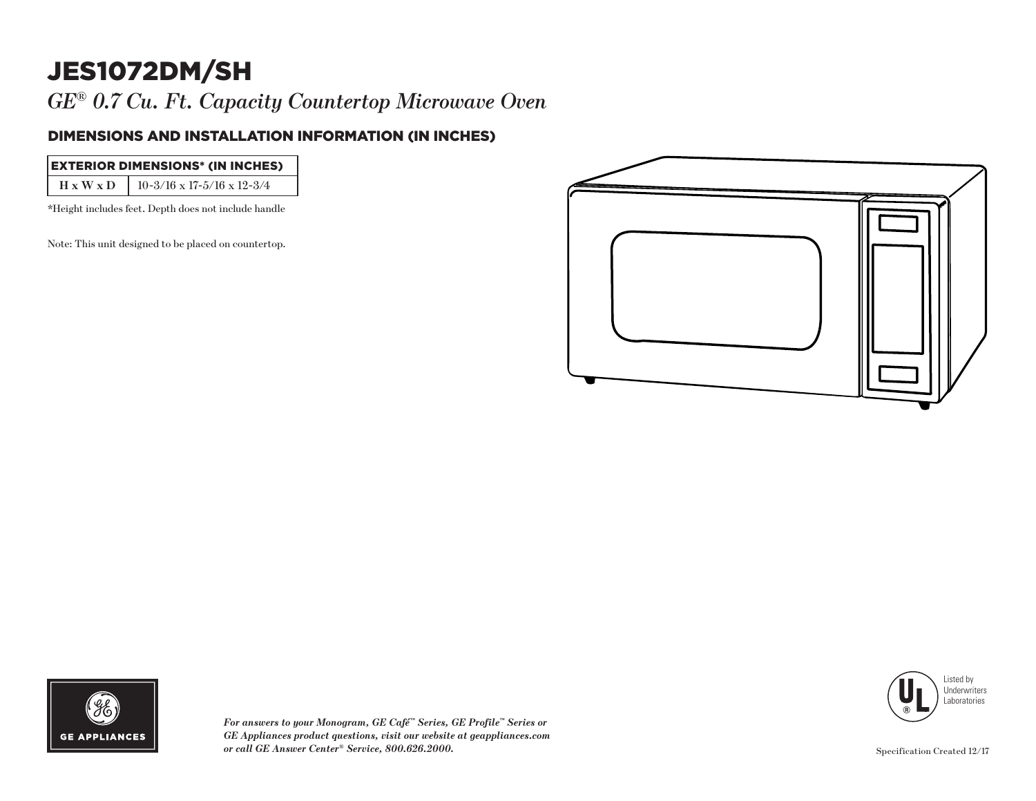# JES1072DM/SH

*GE® 0.7 Cu. Ft. Capacity Countertop Microwave Oven*

## DIMENSIONS AND INSTALLATION INFORMATION (IN INCHES)

| EXTERIOR DIMENSIONS* (IN INCHES) | |
|---|---|
| **H x W x D** | 10-3/16 x 17-5/16 x 12-3/4 |

*Height includes feet. Depth does not include handle

Note: This unit designed to be placed on countertop.

GE APPLIANCES

***For answers to your Monogram, GE Café™ Series, GE Profile™ Series or GE Appliances product questions, visit our website at geappliances.com or call GE Answer Center® Service, 800.626.2000.***

Listed by Underwriters Laboratories

Specification Created 12/17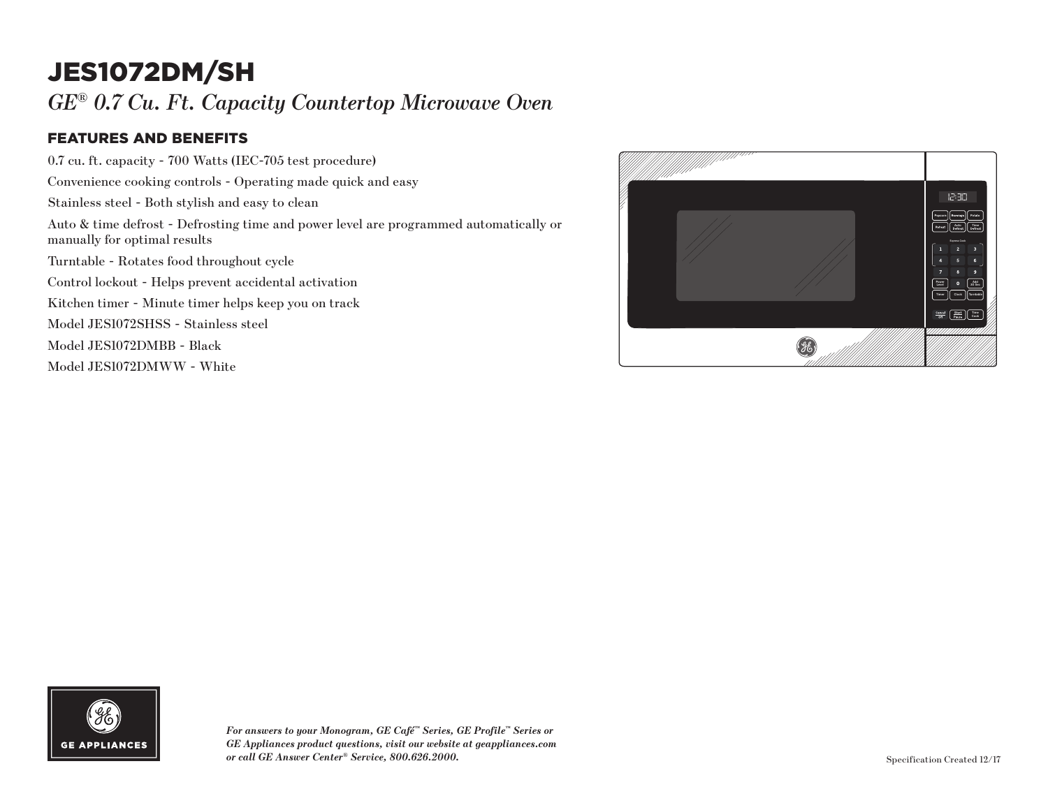# JES1072DM/SH

*GE® 0.7 Cu. Ft. Capacity Countertop Microwave Oven*

## FEATURES AND BENEFITS

0.7 cu. ft. capacity - 700 Watts (IEC-705 test procedure)

Convenience cooking controls - Operating made quick and easy

Stainless steel - Both stylish and easy to clean

Auto & time defrost - Defrosting time and power level are programmed automatically or manually for optimal results

Turntable - Rotates food throughout cycle

Control lockout - Helps prevent accidental activation

Kitchen timer - Minute timer helps keep you on track

Model JES1072SHSS - Stainless steel

Model JES1072DMBB - Black

Model JES1072DMWW - White

GE APPLIANCES

***For answers to your Monogram, GE Café™ Series, GE Profile™ Series or GE Appliances product questions, visit our website at geappliances.com or call GE Answer Center® Service, 800.626.2000.***

Specification Created 12/17